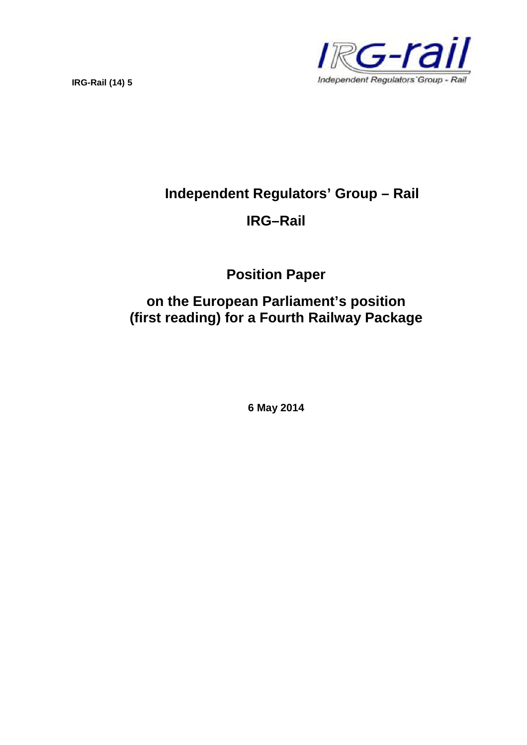IRG-Rail (14) 5

# Independent Regulators' Group – Rail

# IRG–Rail

## Position Paper

## on the European Parliament's position (first reading) for a Fourth Railway Package

**6 May 2014**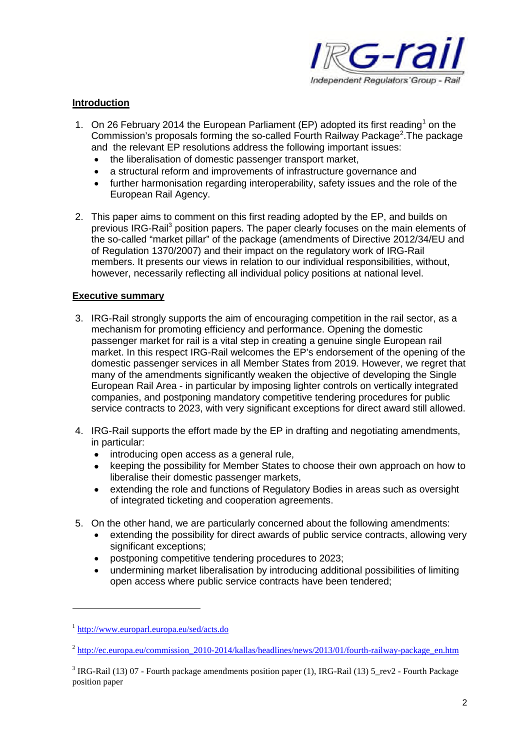## Introduction

1. On 26 February 2014 the European Parliament (EP) adopted its first reading[1] on the Commission's proposals forming the so-called Fourth Railway Package[2].The package and the relevant EP resolutions address the following important issues:
   - the liberalisation of domestic passenger transport market,
   - a structural reform and improvements of infrastructure governance and
   - further harmonisation regarding interoperability, safety issues and the role of the European Rail Agency.

2. This paper aims to comment on this first reading adopted by the EP, and builds on previous IRG-Rail[3] position papers. The paper clearly focuses on the main elements of the so-called "market pillar" of the package (amendments of Directive 2012/34/EU and of Regulation 1370/2007) and their impact on the regulatory work of IRG-Rail members. It presents our views in relation to our individual responsibilities, without, however, necessarily reflecting all individual policy positions at national level.

## Executive summary

3. IRG-Rail strongly supports the aim of encouraging competition in the rail sector, as a mechanism for promoting efficiency and performance. Opening the domestic passenger market for rail is a vital step in creating a genuine single European rail market. In this respect IRG-Rail welcomes the EP's endorsement of the opening of the domestic passenger services in all Member States from 2019. However, we regret that many of the amendments significantly weaken the objective of developing the Single European Rail Area - in particular by imposing lighter controls on vertically integrated companies, and postponing mandatory competitive tendering procedures for public service contracts to 2023, with very significant exceptions for direct award still allowed.

4. IRG-Rail supports the effort made by the EP in drafting and negotiating amendments, in particular:
   - introducing open access as a general rule,
   - keeping the possibility for Member States to choose their own approach on how to liberalise their domestic passenger markets,
   - extending the role and functions of Regulatory Bodies in areas such as oversight of integrated ticketing and cooperation agreements.

5. On the other hand, we are particularly concerned about the following amendments:
   - extending the possibility for direct awards of public service contracts, allowing very significant exceptions;
   - postponing competitive tendering procedures to 2023;
   - undermining market liberalisation by introducing additional possibilities of limiting open access where public service contracts have been tendered;

---

[1] http://www.europarl.europa.eu/sed/acts.do

[2] http://ec.europa.eu/commission_2010-2014/kallas/headlines/news/2013/01/fourth-railway-package_en.htm

[3] IRG-Rail (13) 07 - Fourth package amendments position paper (1), IRG-Rail (13) 5_rev2 - Fourth Package position paper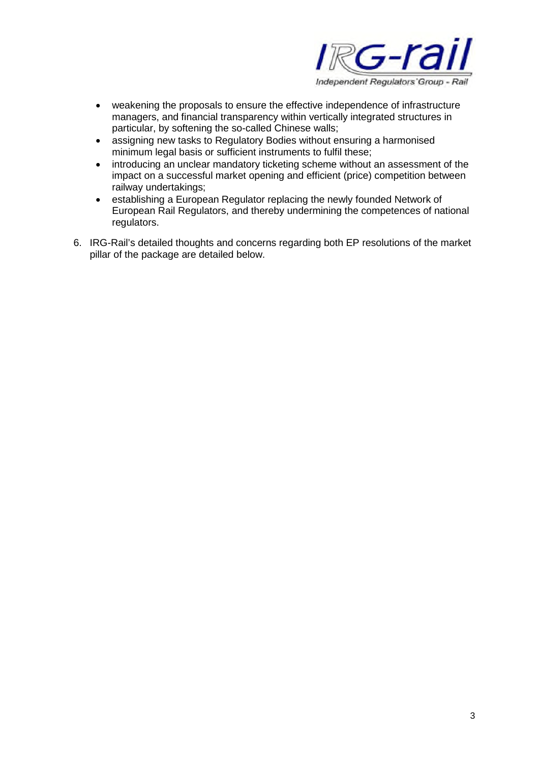- weakening the proposals to ensure the effective independence of infrastructure managers, and financial transparency within vertically integrated structures in particular, by softening the so-called Chinese walls;
- assigning new tasks to Regulatory Bodies without ensuring a harmonised minimum legal basis or sufficient instruments to fulfil these;
- introducing an unclear mandatory ticketing scheme without an assessment of the impact on a successful market opening and efficient (price) competition between railway undertakings;
- establishing a European Regulator replacing the newly founded Network of European Rail Regulators, and thereby undermining the competences of national regulators.

6. IRG-Rail's detailed thoughts and concerns regarding both EP resolutions of the market pillar of the package are detailed below.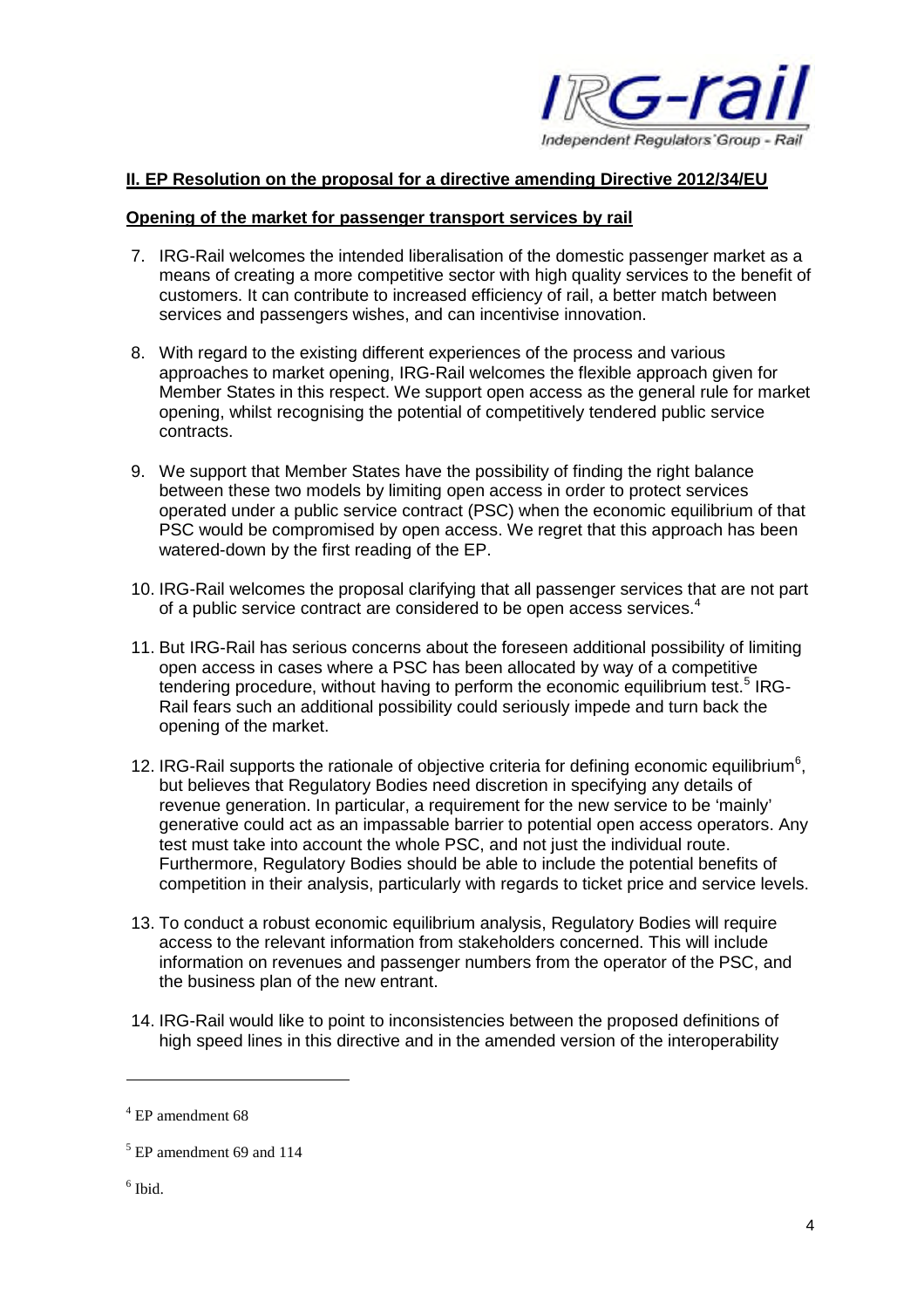## II. EP Resolution on the proposal for a directive amending Directive 2012/34/EU

### Opening of the market for passenger transport services by rail

7. IRG-Rail welcomes the intended liberalisation of the domestic passenger market as a means of creating a more competitive sector with high quality services to the benefit of customers. It can contribute to increased efficiency of rail, a better match between services and passengers wishes, and can incentivise innovation.

8. With regard to the existing different experiences of the process and various approaches to market opening, IRG-Rail welcomes the flexible approach given for Member States in this respect. We support open access as the general rule for market opening, whilst recognising the potential of competitively tendered public service contracts.

9. We support that Member States have the possibility of finding the right balance between these two models by limiting open access in order to protect services operated under a public service contract (PSC) when the economic equilibrium of that PSC would be compromised by open access. We regret that this approach has been watered-down by the first reading of the EP.

10. IRG-Rail welcomes the proposal clarifying that all passenger services that are not part of a public service contract are considered to be open access services.[4]

11. But IRG-Rail has serious concerns about the foreseen additional possibility of limiting open access in cases where a PSC has been allocated by way of a competitive tendering procedure, without having to perform the economic equilibrium test.[5] IRG-Rail fears such an additional possibility could seriously impede and turn back the opening of the market.

12. IRG-Rail supports the rationale of objective criteria for defining economic equilibrium[6], but believes that Regulatory Bodies need discretion in specifying any details of revenue generation. In particular, a requirement for the new service to be 'mainly' generative could act as an impassable barrier to potential open access operators. Any test must take into account the whole PSC, and not just the individual route. Furthermore, Regulatory Bodies should be able to include the potential benefits of competition in their analysis, particularly with regards to ticket price and service levels.

13. To conduct a robust economic equilibrium analysis, Regulatory Bodies will require access to the relevant information from stakeholders concerned. This will include information on revenues and passenger numbers from the operator of the PSC, and the business plan of the new entrant.

14. IRG-Rail would like to point to inconsistencies between the proposed definitions of high speed lines in this directive and in the amended version of the interoperability

---

[4] EP amendment 68

[5] EP amendment 69 and 114

[6] Ibid.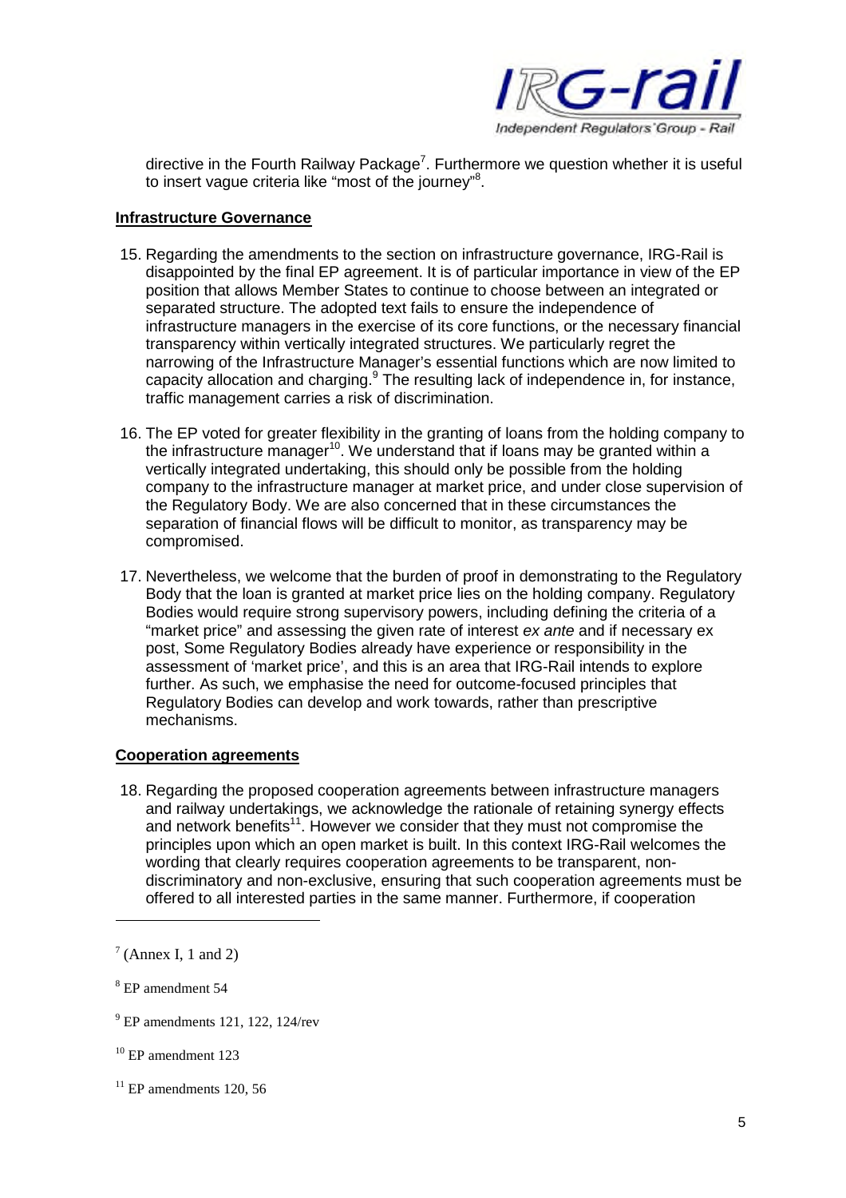directive in the Fourth Railway Package[7]. Furthermore we question whether it is useful to insert vague criteria like "most of the journey"[8].

**Infrastructure Governance**

15. Regarding the amendments to the section on infrastructure governance, IRG-Rail is disappointed by the final EP agreement. It is of particular importance in view of the EP position that allows Member States to continue to choose between an integrated or separated structure. The adopted text fails to ensure the independence of infrastructure managers in the exercise of its core functions, or the necessary financial transparency within vertically integrated structures. We particularly regret the narrowing of the Infrastructure Manager's essential functions which are now limited to capacity allocation and charging.[9] The resulting lack of independence in, for instance, traffic management carries a risk of discrimination.

16. The EP voted for greater flexibility in the granting of loans from the holding company to the infrastructure manager[10]. We understand that if loans may be granted within a vertically integrated undertaking, this should only be possible from the holding company to the infrastructure manager at market price, and under close supervision of the Regulatory Body. We are also concerned that in these circumstances the separation of financial flows will be difficult to monitor, as transparency may be compromised.

17. Nevertheless, we welcome that the burden of proof in demonstrating to the Regulatory Body that the loan is granted at market price lies on the holding company. Regulatory Bodies would require strong supervisory powers, including defining the criteria of a "market price" and assessing the given rate of interest *ex ante* and if necessary ex post, Some Regulatory Bodies already have experience or responsibility in the assessment of 'market price', and this is an area that IRG-Rail intends to explore further. As such, we emphasise the need for outcome-focused principles that Regulatory Bodies can develop and work towards, rather than prescriptive mechanisms.

**Cooperation agreements**

18. Regarding the proposed cooperation agreements between infrastructure managers and railway undertakings, we acknowledge the rationale of retaining synergy effects and network benefits[11]. However we consider that they must not compromise the principles upon which an open market is built. In this context IRG-Rail welcomes the wording that clearly requires cooperation agreements to be transparent, non-discriminatory and non-exclusive, ensuring that such cooperation agreements must be offered to all interested parties in the same manner. Furthermore, if cooperation

---

[7] (Annex I, 1 and 2)

[8] EP amendment 54

[9] EP amendments 121, 122, 124/rev

[10] EP amendment 123

[11] EP amendments 120, 56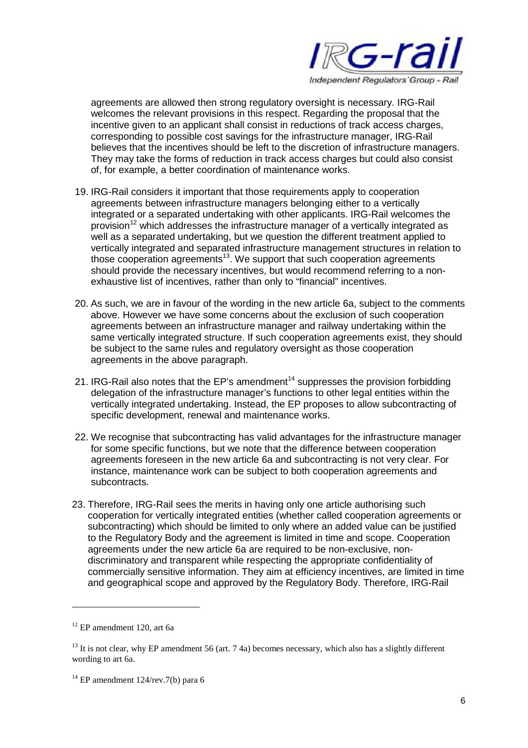agreements are allowed then strong regulatory oversight is necessary. IRG-Rail welcomes the relevant provisions in this respect. Regarding the proposal that the incentive given to an applicant shall consist in reductions of track access charges, corresponding to possible cost savings for the infrastructure manager, IRG-Rail believes that the incentives should be left to the discretion of infrastructure managers. They may take the forms of reduction in track access charges but could also consist of, for example, a better coordination of maintenance works.

19. IRG-Rail considers it important that those requirements apply to cooperation agreements between infrastructure managers belonging either to a vertically integrated or a separated undertaking with other applicants. IRG-Rail welcomes the provision[12] which addresses the infrastructure manager of a vertically integrated as well as a separated undertaking, but we question the different treatment applied to vertically integrated and separated infrastructure management structures in relation to those cooperation agreements[13]. We support that such cooperation agreements should provide the necessary incentives, but would recommend referring to a non-exhaustive list of incentives, rather than only to "financial" incentives.

20. As such, we are in favour of the wording in the new article 6a, subject to the comments above. However we have some concerns about the exclusion of such cooperation agreements between an infrastructure manager and railway undertaking within the same vertically integrated structure. If such cooperation agreements exist, they should be subject to the same rules and regulatory oversight as those cooperation agreements in the above paragraph.

21. IRG-Rail also notes that the EP's amendment[14] suppresses the provision forbidding delegation of the infrastructure manager's functions to other legal entities within the vertically integrated undertaking. Instead, the EP proposes to allow subcontracting of specific development, renewal and maintenance works.

22. We recognise that subcontracting has valid advantages for the infrastructure manager for some specific functions, but we note that the difference between cooperation agreements foreseen in the new article 6a and subcontracting is not very clear. For instance, maintenance work can be subject to both cooperation agreements and subcontracts.

23. Therefore, IRG-Rail sees the merits in having only one article authorising such cooperation for vertically integrated entities (whether called cooperation agreements or subcontracting) which should be limited to only where an added value can be justified to the Regulatory Body and the agreement is limited in time and scope. Cooperation agreements under the new article 6a are required to be non-exclusive, non-discriminatory and transparent while respecting the appropriate confidentiality of commercially sensitive information. They aim at efficiency incentives, are limited in time and geographical scope and approved by the Regulatory Body. Therefore, IRG-Rail

---

[12] EP amendment 120, art 6a

[13] It is not clear, why EP amendment 56 (art. 7 4a) becomes necessary, which also has a slightly different wording to art 6a.

[14] EP amendment 124/rev.7(b) para 6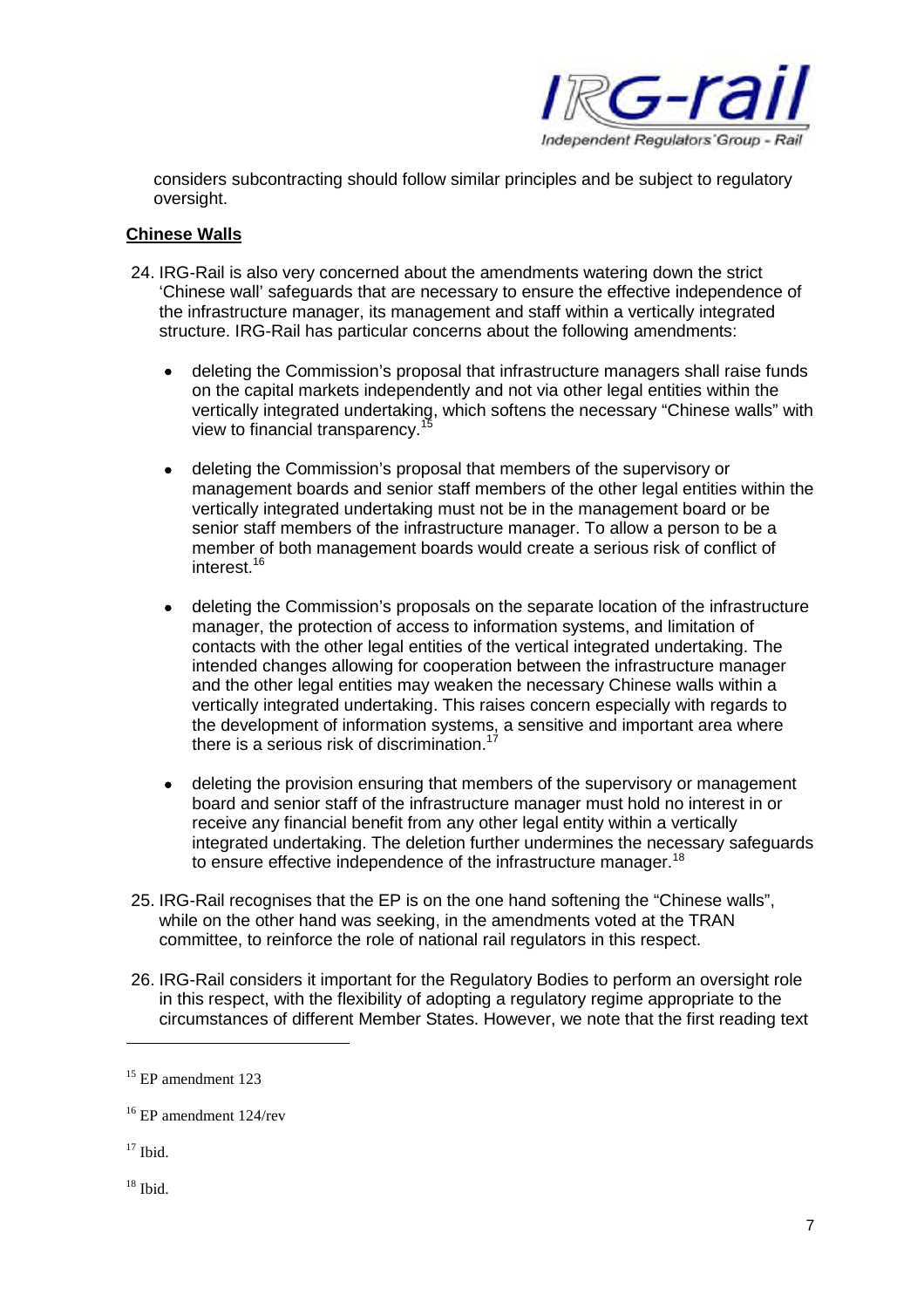considers subcontracting should follow similar principles and be subject to regulatory oversight.

**Chinese Walls**

24. IRG-Rail is also very concerned about the amendments watering down the strict 'Chinese wall' safeguards that are necessary to ensure the effective independence of the infrastructure manager, its management and staff within a vertically integrated structure. IRG-Rail has particular concerns about the following amendments:

    - deleting the Commission's proposal that infrastructure managers shall raise funds on the capital markets independently and not via other legal entities within the vertically integrated undertaking, which softens the necessary "Chinese walls" with view to financial transparency.[15]
    - deleting the Commission's proposal that members of the supervisory or management boards and senior staff members of the other legal entities within the vertically integrated undertaking must not be in the management board or be senior staff members of the infrastructure manager. To allow a person to be a member of both management boards would create a serious risk of conflict of interest.[16]
    - deleting the Commission's proposals on the separate location of the infrastructure manager, the protection of access to information systems, and limitation of contacts with the other legal entities of the vertical integrated undertaking. The intended changes allowing for cooperation between the infrastructure manager and the other legal entities may weaken the necessary Chinese walls within a vertically integrated undertaking. This raises concern especially with regards to the development of information systems, a sensitive and important area where there is a serious risk of discrimination.[17]
    - deleting the provision ensuring that members of the supervisory or management board and senior staff of the infrastructure manager must hold no interest in or receive any financial benefit from any other legal entity within a vertically integrated undertaking. The deletion further undermines the necessary safeguards to ensure effective independence of the infrastructure manager.[18]

25. IRG-Rail recognises that the EP is on the one hand softening the "Chinese walls", while on the other hand was seeking, in the amendments voted at the TRAN committee, to reinforce the role of national rail regulators in this respect.

26. IRG-Rail considers it important for the Regulatory Bodies to perform an oversight role in this respect, with the flexibility of adopting a regulatory regime appropriate to the circumstances of different Member States. However, we note that the first reading text

---

[15] EP amendment 123

[16] EP amendment 124/rev

[17] Ibid.

[18] Ibid.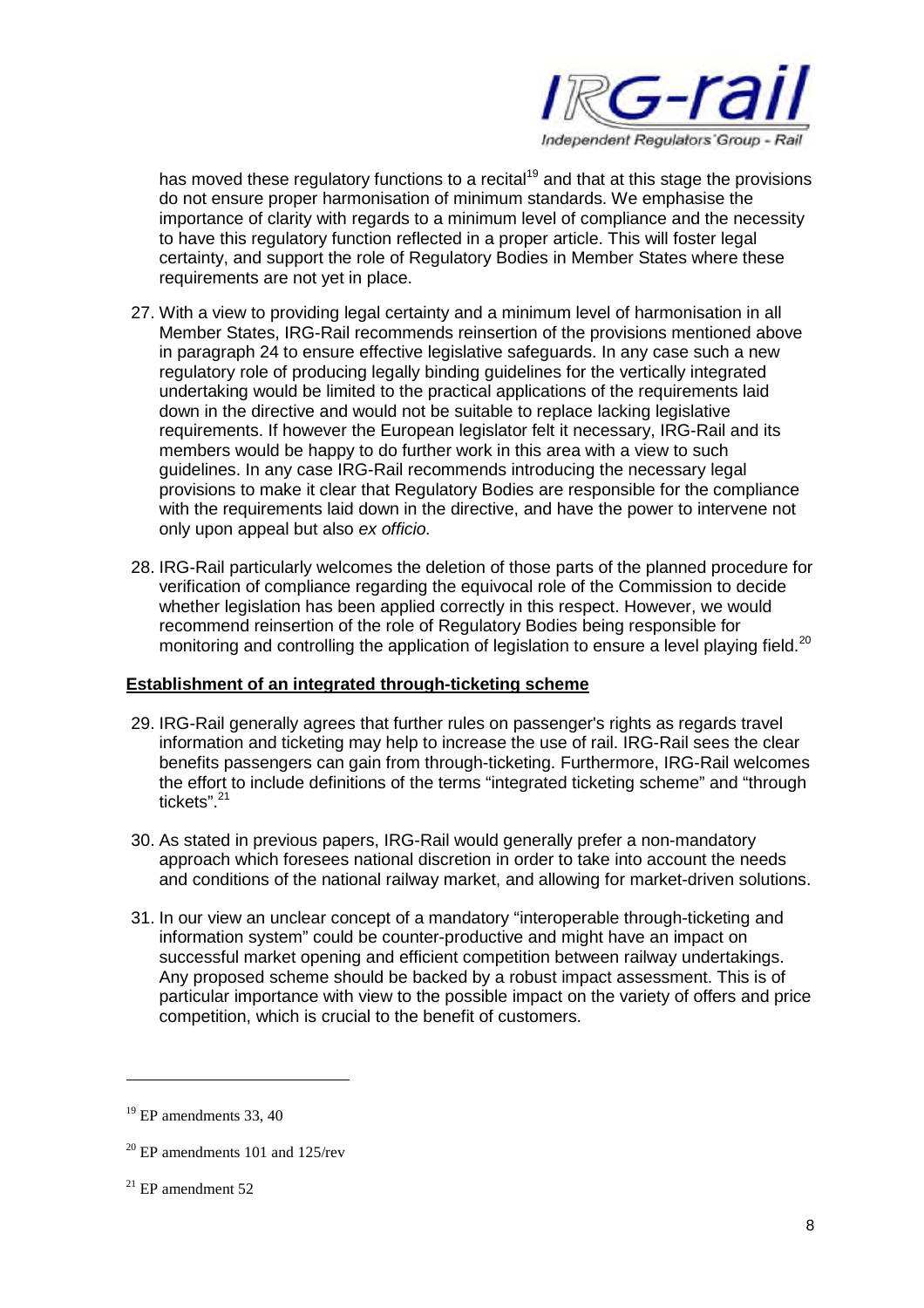has moved these regulatory functions to a recital[19] and that at this stage the provisions do not ensure proper harmonisation of minimum standards. We emphasise the importance of clarity with regards to a minimum level of compliance and the necessity to have this regulatory function reflected in a proper article. This will foster legal certainty, and support the role of Regulatory Bodies in Member States where these requirements are not yet in place.

27. With a view to providing legal certainty and a minimum level of harmonisation in all Member States, IRG-Rail recommends reinsertion of the provisions mentioned above in paragraph 24 to ensure effective legislative safeguards. In any case such a new regulatory role of producing legally binding guidelines for the vertically integrated undertaking would be limited to the practical applications of the requirements laid down in the directive and would not be suitable to replace lacking legislative requirements. If however the European legislator felt it necessary, IRG-Rail and its members would be happy to do further work in this area with a view to such guidelines. In any case IRG-Rail recommends introducing the necessary legal provisions to make it clear that Regulatory Bodies are responsible for the compliance with the requirements laid down in the directive, and have the power to intervene not only upon appeal but also *ex officio.*

28. IRG-Rail particularly welcomes the deletion of those parts of the planned procedure for verification of compliance regarding the equivocal role of the Commission to decide whether legislation has been applied correctly in this respect. However, we would recommend reinsertion of the role of Regulatory Bodies being responsible for monitoring and controlling the application of legislation to ensure a level playing field.[20]

**Establishment of an integrated through-ticketing scheme**

29. IRG-Rail generally agrees that further rules on passenger's rights as regards travel information and ticketing may help to increase the use of rail. IRG-Rail sees the clear benefits passengers can gain from through-ticketing. Furthermore, IRG-Rail welcomes the effort to include definitions of the terms "integrated ticketing scheme" and "through tickets".[21]

30. As stated in previous papers, IRG-Rail would generally prefer a non-mandatory approach which foresees national discretion in order to take into account the needs and conditions of the national railway market, and allowing for market-driven solutions.

31. In our view an unclear concept of a mandatory "interoperable through-ticketing and information system" could be counter-productive and might have an impact on successful market opening and efficient competition between railway undertakings. Any proposed scheme should be backed by a robust impact assessment. This is of particular importance with view to the possible impact on the variety of offers and price competition, which is crucial to the benefit of customers.

---

[19] EP amendments 33, 40

[20] EP amendments 101 and 125/rev

[21] EP amendment 52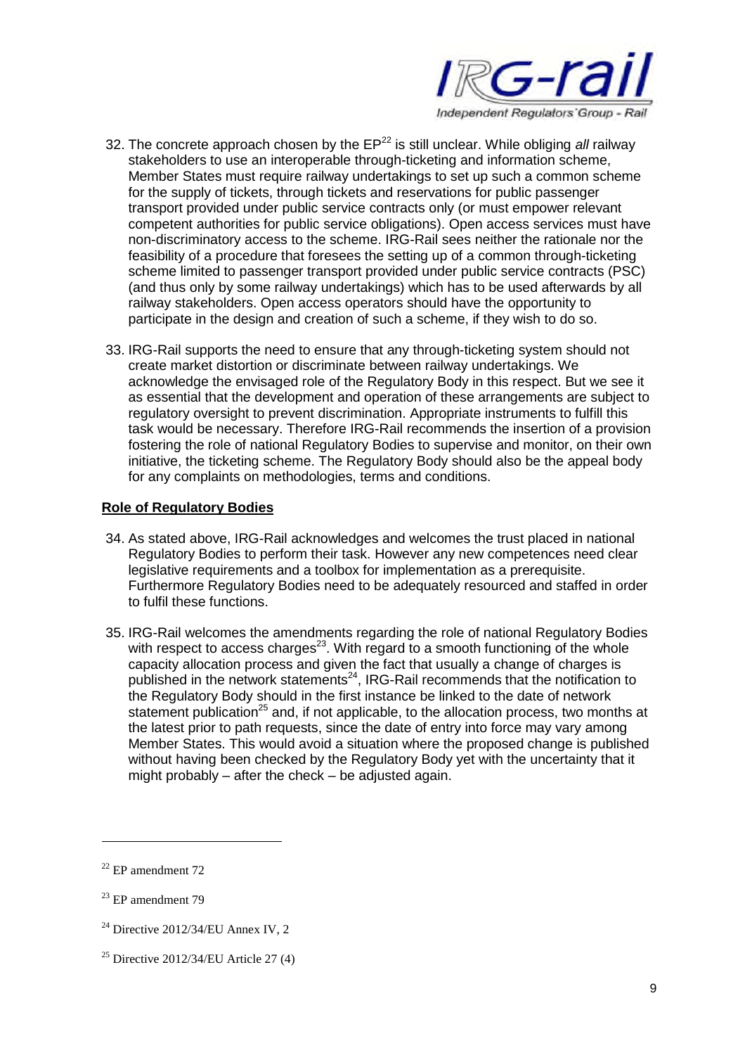32. The concrete approach chosen by the EP[22] is still unclear. While obliging *all* railway stakeholders to use an interoperable through-ticketing and information scheme, Member States must require railway undertakings to set up such a common scheme for the supply of tickets, through tickets and reservations for public passenger transport provided under public service contracts only (or must empower relevant competent authorities for public service obligations). Open access services must have non-discriminatory access to the scheme. IRG-Rail sees neither the rationale nor the feasibility of a procedure that foresees the setting up of a common through-ticketing scheme limited to passenger transport provided under public service contracts (PSC) (and thus only by some railway undertakings) which has to be used afterwards by all railway stakeholders. Open access operators should have the opportunity to participate in the design and creation of such a scheme, if they wish to do so.

33. IRG-Rail supports the need to ensure that any through-ticketing system should not create market distortion or discriminate between railway undertakings. We acknowledge the envisaged role of the Regulatory Body in this respect. But we see it as essential that the development and operation of these arrangements are subject to regulatory oversight to prevent discrimination. Appropriate instruments to fulfill this task would be necessary. Therefore IRG-Rail recommends the insertion of a provision fostering the role of national Regulatory Bodies to supervise and monitor, on their own initiative, the ticketing scheme. The Regulatory Body should also be the appeal body for any complaints on methodologies, terms and conditions.

**Role of Regulatory Bodies**

34. As stated above, IRG-Rail acknowledges and welcomes the trust placed in national Regulatory Bodies to perform their task. However any new competences need clear legislative requirements and a toolbox for implementation as a prerequisite. Furthermore Regulatory Bodies need to be adequately resourced and staffed in order to fulfil these functions.

35. IRG-Rail welcomes the amendments regarding the role of national Regulatory Bodies with respect to access charges[23]. With regard to a smooth functioning of the whole capacity allocation process and given the fact that usually a change of charges is published in the network statements[24], IRG-Rail recommends that the notification to the Regulatory Body should in the first instance be linked to the date of network statement publication[25] and, if not applicable, to the allocation process, two months at the latest prior to path requests, since the date of entry into force may vary among Member States. This would avoid a situation where the proposed change is published without having been checked by the Regulatory Body yet with the uncertainty that it might probably – after the check – be adjusted again.

---

[22] EP amendment 72

[23] EP amendment 79

[24] Directive 2012/34/EU Annex IV, 2

[25] Directive 2012/34/EU Article 27 (4)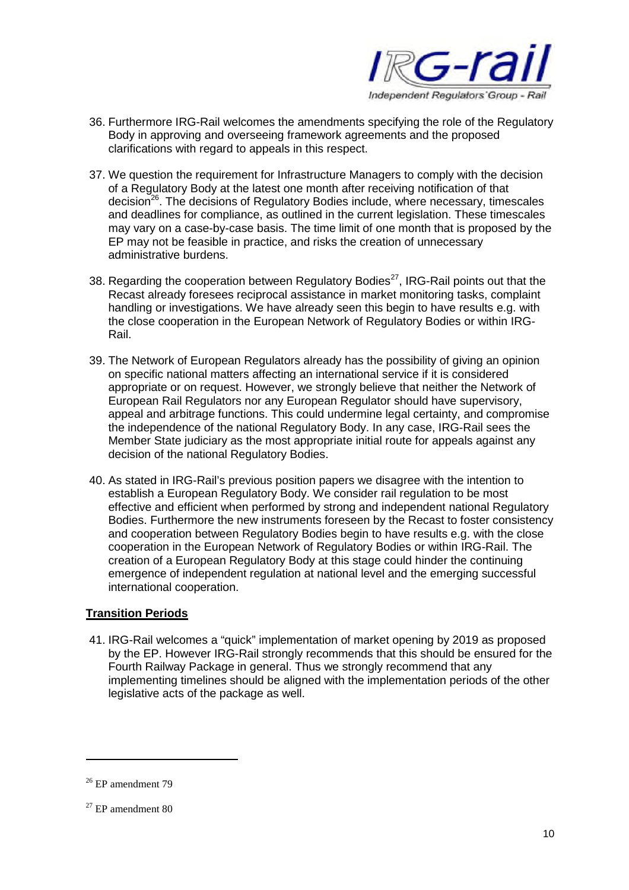36. Furthermore IRG-Rail welcomes the amendments specifying the role of the Regulatory Body in approving and overseeing framework agreements and the proposed clarifications with regard to appeals in this respect.

37. We question the requirement for Infrastructure Managers to comply with the decision of a Regulatory Body at the latest one month after receiving notification of that decision[26]. The decisions of Regulatory Bodies include, where necessary, timescales and deadlines for compliance, as outlined in the current legislation. These timescales may vary on a case-by-case basis. The time limit of one month that is proposed by the EP may not be feasible in practice, and risks the creation of unnecessary administrative burdens.

38. Regarding the cooperation between Regulatory Bodies[27], IRG-Rail points out that the Recast already foresees reciprocal assistance in market monitoring tasks, complaint handling or investigations. We have already seen this begin to have results e.g. with the close cooperation in the European Network of Regulatory Bodies or within IRG-Rail.

39. The Network of European Regulators already has the possibility of giving an opinion on specific national matters affecting an international service if it is considered appropriate or on request. However, we strongly believe that neither the Network of European Rail Regulators nor any European Regulator should have supervisory, appeal and arbitrage functions. This could undermine legal certainty, and compromise the independence of the national Regulatory Body. In any case, IRG-Rail sees the Member State judiciary as the most appropriate initial route for appeals against any decision of the national Regulatory Bodies.

40. As stated in IRG-Rail's previous position papers we disagree with the intention to establish a European Regulatory Body. We consider rail regulation to be most effective and efficient when performed by strong and independent national Regulatory Bodies. Furthermore the new instruments foreseen by the Recast to foster consistency and cooperation between Regulatory Bodies begin to have results e.g. with the close cooperation in the European Network of Regulatory Bodies or within IRG-Rail. The creation of a European Regulatory Body at this stage could hinder the continuing emergence of independent regulation at national level and the emerging successful international cooperation.

**Transition Periods**

41. IRG-Rail welcomes a "quick" implementation of market opening by 2019 as proposed by the EP. However IRG-Rail strongly recommends that this should be ensured for the Fourth Railway Package in general. Thus we strongly recommend that any implementing timelines should be aligned with the implementation periods of the other legislative acts of the package as well.

---

[26] EP amendment 79

[27] EP amendment 80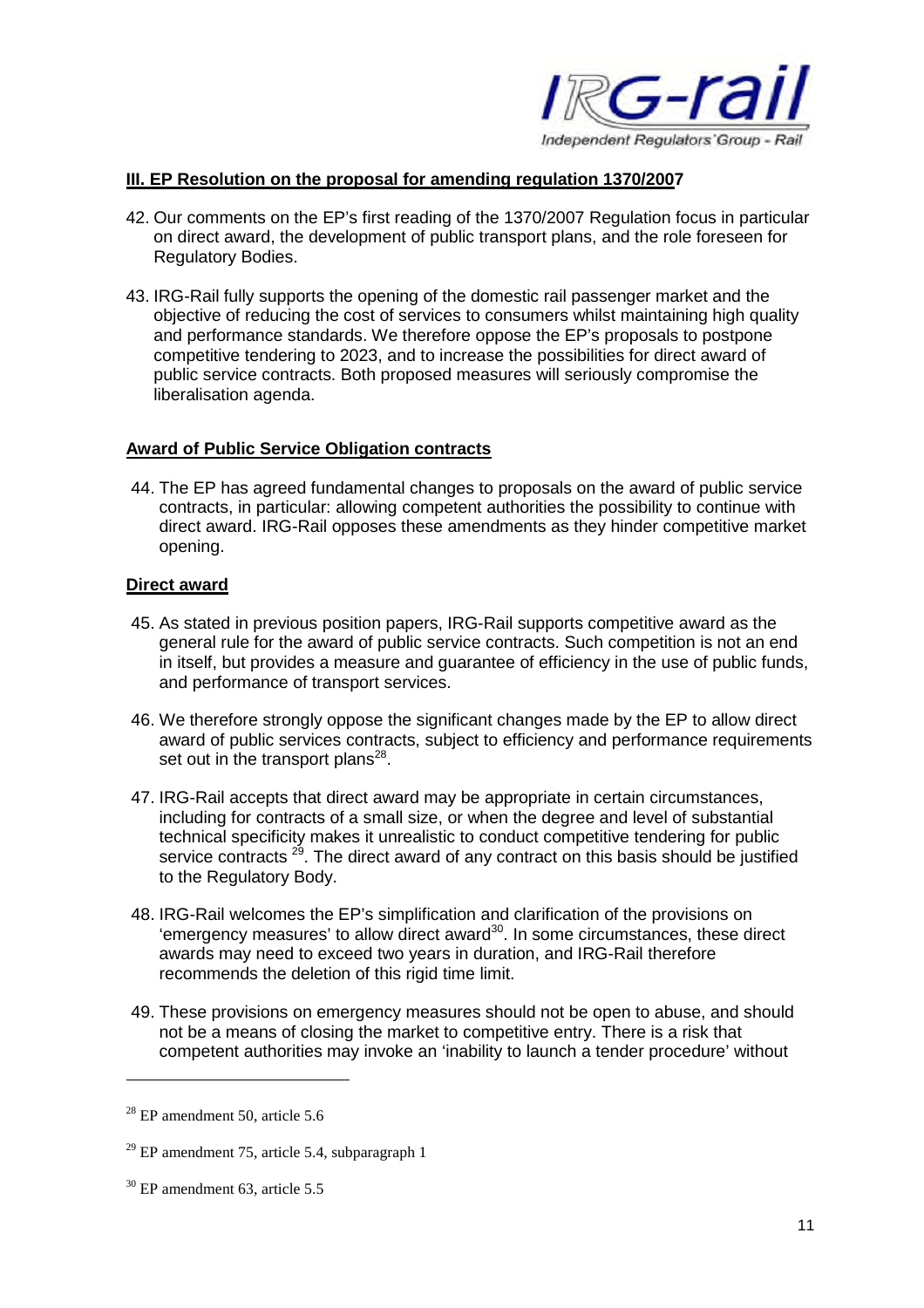## III. EP Resolution on the proposal for amending regulation 1370/2007

42. Our comments on the EP's first reading of the 1370/2007 Regulation focus in particular on direct award, the development of public transport plans, and the role foreseen for Regulatory Bodies.

43. IRG-Rail fully supports the opening of the domestic rail passenger market and the objective of reducing the cost of services to consumers whilst maintaining high quality and performance standards. We therefore oppose the EP's proposals to postpone competitive tendering to 2023, and to increase the possibilities for direct award of public service contracts. Both proposed measures will seriously compromise the liberalisation agenda.

### Award of Public Service Obligation contracts

44. The EP has agreed fundamental changes to proposals on the award of public service contracts, in particular: allowing competent authorities the possibility to continue with direct award. IRG-Rail opposes these amendments as they hinder competitive market opening.

### Direct award

45. As stated in previous position papers, IRG-Rail supports competitive award as the general rule for the award of public service contracts. Such competition is not an end in itself, but provides a measure and guarantee of efficiency in the use of public funds, and performance of transport services.

46. We therefore strongly oppose the significant changes made by the EP to allow direct award of public services contracts, subject to efficiency and performance requirements set out in the transport plans[28].

47. IRG-Rail accepts that direct award may be appropriate in certain circumstances, including for contracts of a small size, or when the degree and level of substantial technical specificity makes it unrealistic to conduct competitive tendering for public service contracts [29]. The direct award of any contract on this basis should be justified to the Regulatory Body.

48. IRG-Rail welcomes the EP's simplification and clarification of the provisions on 'emergency measures' to allow direct award[30]. In some circumstances, these direct awards may need to exceed two years in duration, and IRG-Rail therefore recommends the deletion of this rigid time limit.

49. These provisions on emergency measures should not be open to abuse, and should not be a means of closing the market to competitive entry. There is a risk that competent authorities may invoke an 'inability to launch a tender procedure' without

---

[28] EP amendment 50, article 5.6

[29] EP amendment 75, article 5.4, subparagraph 1

[30] EP amendment 63, article 5.5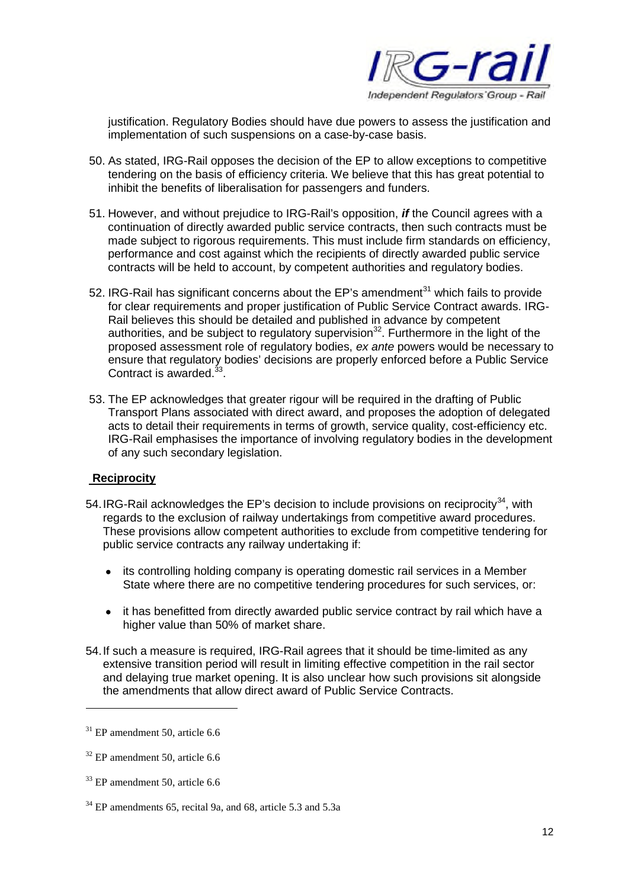justification. Regulatory Bodies should have due powers to assess the justification and implementation of such suspensions on a case-by-case basis.

50. As stated, IRG-Rail opposes the decision of the EP to allow exceptions to competitive tendering on the basis of efficiency criteria. We believe that this has great potential to inhibit the benefits of liberalisation for passengers and funders.

51. However, and without prejudice to IRG-Rail's opposition, ***if*** the Council agrees with a continuation of directly awarded public service contracts, then such contracts must be made subject to rigorous requirements. This must include firm standards on efficiency, performance and cost against which the recipients of directly awarded public service contracts will be held to account, by competent authorities and regulatory bodies.

52. IRG-Rail has significant concerns about the EP's amendment[31] which fails to provide for clear requirements and proper justification of Public Service Contract awards. IRG-Rail believes this should be detailed and published in advance by competent authorities, and be subject to regulatory supervision[32]. Furthermore in the light of the proposed assessment role of regulatory bodies, *ex ante* powers would be necessary to ensure that regulatory bodies' decisions are properly enforced before a Public Service Contract is awarded.[33].

53. The EP acknowledges that greater rigour will be required in the drafting of Public Transport Plans associated with direct award, and proposes the adoption of delegated acts to detail their requirements in terms of growth, service quality, cost-efficiency etc. IRG-Rail emphasises the importance of involving regulatory bodies in the development of any such secondary legislation.

**Reciprocity**

54. IRG-Rail acknowledges the EP's decision to include provisions on reciprocity[34], with regards to the exclusion of railway undertakings from competitive award procedures. These provisions allow competent authorities to exclude from competitive tendering for public service contracts any railway undertaking if:

- its controlling holding company is operating domestic rail services in a Member State where there are no competitive tendering procedures for such services, or:
- it has benefitted from directly awarded public service contract by rail which have a higher value than 50% of market share.

54. If such a measure is required, IRG-Rail agrees that it should be time-limited as any extensive transition period will result in limiting effective competition in the rail sector and delaying true market opening. It is also unclear how such provisions sit alongside the amendments that allow direct award of Public Service Contracts.

---

[31] EP amendment 50, article 6.6

[32] EP amendment 50, article 6.6

[33] EP amendment 50, article 6.6

[34] EP amendments 65, recital 9a, and 68, article 5.3 and 5.3a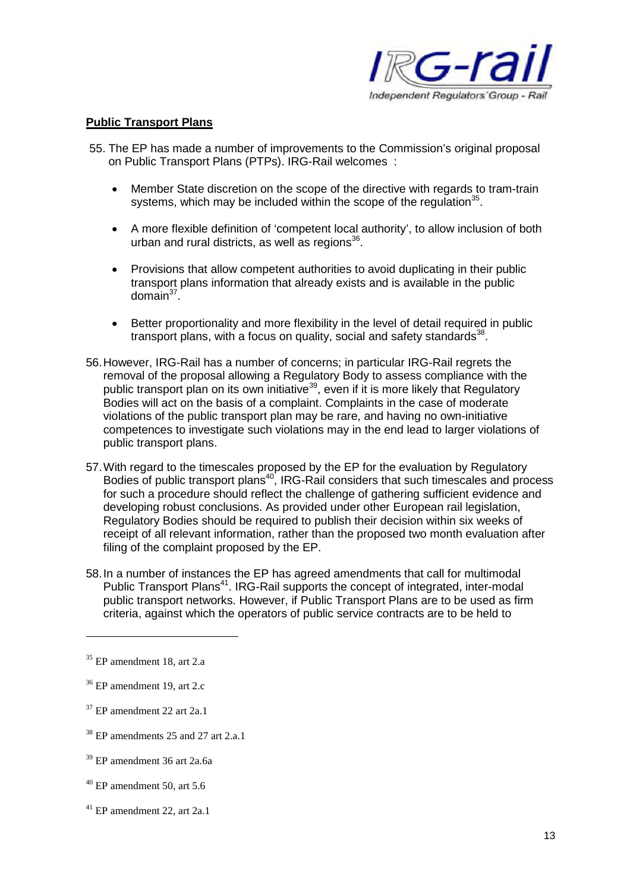**Public Transport Plans**

55. The EP has made a number of improvements to the Commission's original proposal on Public Transport Plans (PTPs). IRG-Rail welcomes :

    - Member State discretion on the scope of the directive with regards to tram-train systems, which may be included within the scope of the regulation[35].
    - A more flexible definition of 'competent local authority', to allow inclusion of both urban and rural districts, as well as regions[36].
    - Provisions that allow competent authorities to avoid duplicating in their public transport plans information that already exists and is available in the public domain[37].
    - Better proportionality and more flexibility in the level of detail required in public transport plans, with a focus on quality, social and safety standards[38].

56. However, IRG-Rail has a number of concerns; in particular IRG-Rail regrets the removal of the proposal allowing a Regulatory Body to assess compliance with the public transport plan on its own initiative[39], even if it is more likely that Regulatory Bodies will act on the basis of a complaint. Complaints in the case of moderate violations of the public transport plan may be rare, and having no own-initiative competences to investigate such violations may in the end lead to larger violations of public transport plans.

57. With regard to the timescales proposed by the EP for the evaluation by Regulatory Bodies of public transport plans[40], IRG-Rail considers that such timescales and process for such a procedure should reflect the challenge of gathering sufficient evidence and developing robust conclusions. As provided under other European rail legislation, Regulatory Bodies should be required to publish their decision within six weeks of receipt of all relevant information, rather than the proposed two month evaluation after filing of the complaint proposed by the EP.

58. In a number of instances the EP has agreed amendments that call for multimodal Public Transport Plans[41]. IRG-Rail supports the concept of integrated, inter-modal public transport networks. However, if Public Transport Plans are to be used as firm criteria, against which the operators of public service contracts are to be held to

---

[35] EP amendment 18, art 2.a

[36] EP amendment 19, art 2.c

[37] EP amendment 22 art 2a.1

[38] EP amendments 25 and 27 art 2.a.1

[39] EP amendment 36 art 2a.6a

[40] EP amendment 50, art 5.6

[41] EP amendment 22, art 2a.1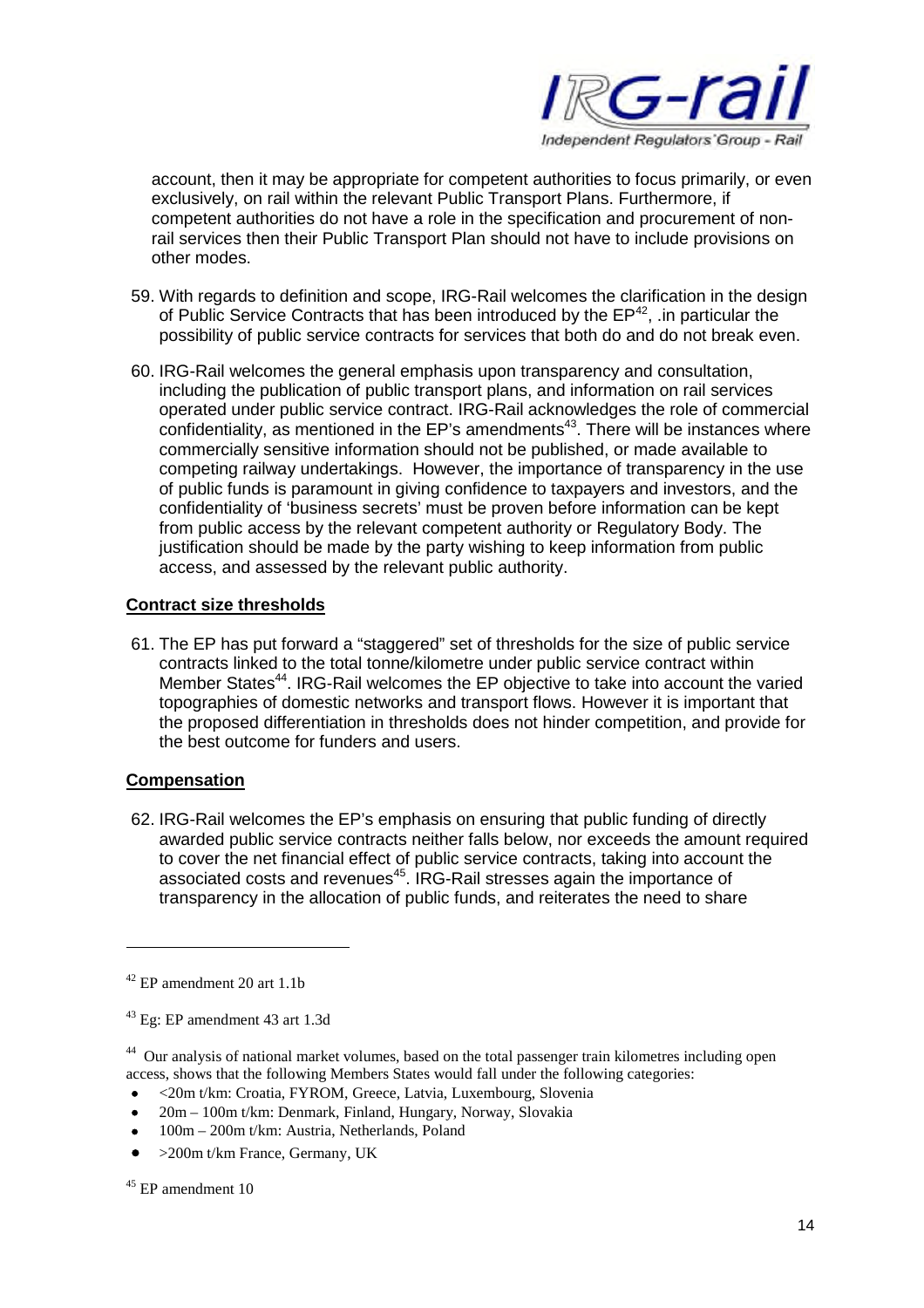account, then it may be appropriate for competent authorities to focus primarily, or even exclusively, on rail within the relevant Public Transport Plans. Furthermore, if competent authorities do not have a role in the specification and procurement of non-rail services then their Public Transport Plan should not have to include provisions on other modes.

59. With regards to definition and scope, IRG-Rail welcomes the clarification in the design of Public Service Contracts that has been introduced by the EP[42], .in particular the possibility of public service contracts for services that both do and do not break even.

60. IRG-Rail welcomes the general emphasis upon transparency and consultation, including the publication of public transport plans, and information on rail services operated under public service contract. IRG-Rail acknowledges the role of commercial confidentiality, as mentioned in the EP's amendments[43]. There will be instances where commercially sensitive information should not be published, or made available to competing railway undertakings. However, the importance of transparency in the use of public funds is paramount in giving confidence to taxpayers and investors, and the confidentiality of 'business secrets' must be proven before information can be kept from public access by the relevant competent authority or Regulatory Body. The justification should be made by the party wishing to keep information from public access, and assessed by the relevant public authority.

**Contract size thresholds**

61. The EP has put forward a "staggered" set of thresholds for the size of public service contracts linked to the total tonne/kilometre under public service contract within Member States[44]. IRG-Rail welcomes the EP objective to take into account the varied topographies of domestic networks and transport flows. However it is important that the proposed differentiation in thresholds does not hinder competition, and provide for the best outcome for funders and users.

**Compensation**

62. IRG-Rail welcomes the EP's emphasis on ensuring that public funding of directly awarded public service contracts neither falls below, nor exceeds the amount required to cover the net financial effect of public service contracts, taking into account the associated costs and revenues[45]. IRG-Rail stresses again the importance of transparency in the allocation of public funds, and reiterates the need to share

---

[42] EP amendment 20 art 1.1b

[43] Eg: EP amendment 43 art 1.3d

[44] Our analysis of national market volumes, based on the total passenger train kilometres including open access, shows that the following Members States would fall under the following categories:

- <20m t/km: Croatia, FYROM, Greece, Latvia, Luxembourg, Slovenia
- 20m – 100m t/km: Denmark, Finland, Hungary, Norway, Slovakia
- 100m – 200m t/km: Austria, Netherlands, Poland
- >200m t/km France, Germany, UK

[45] EP amendment 10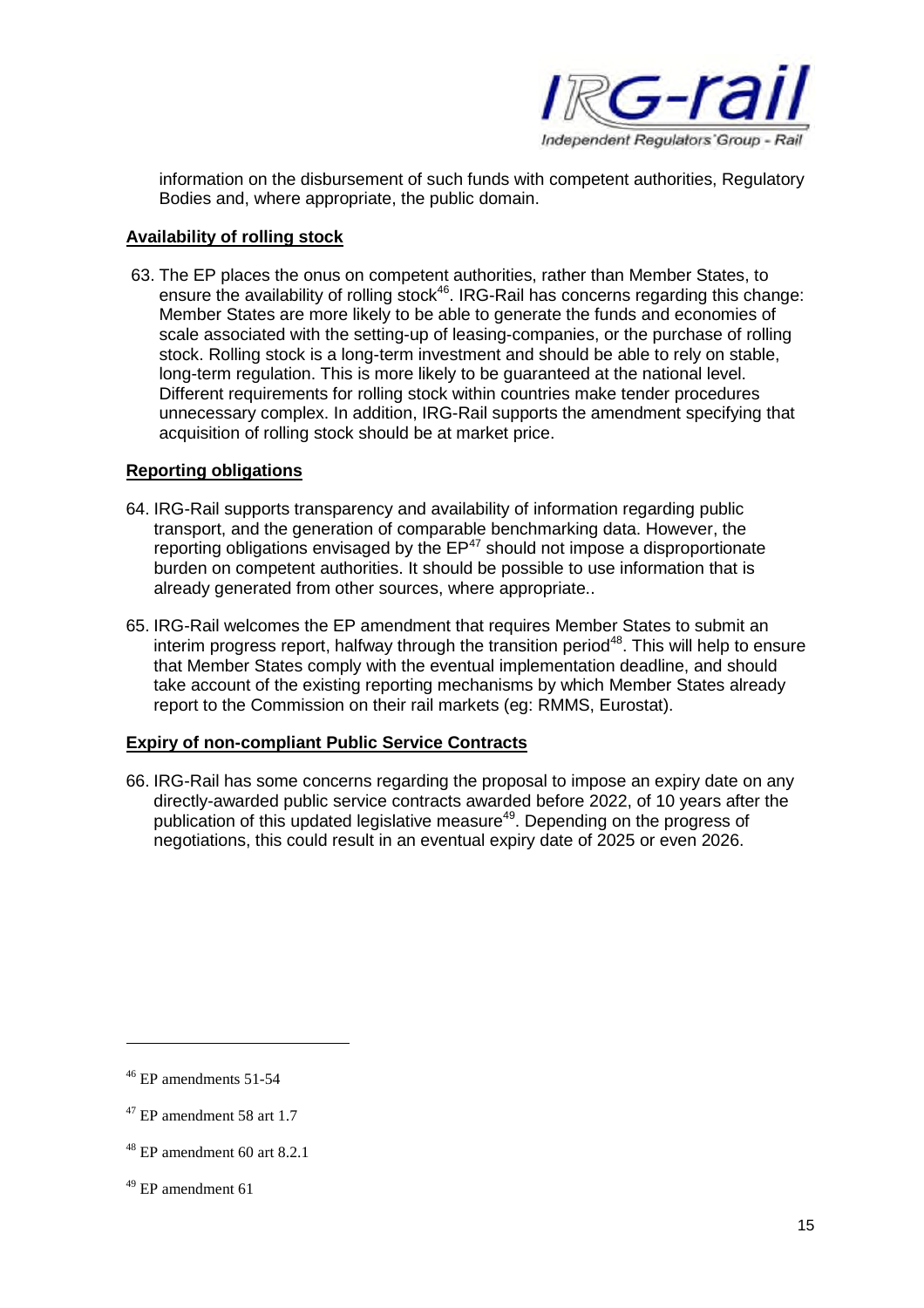information on the disbursement of such funds with competent authorities, Regulatory Bodies and, where appropriate, the public domain.

**Availability of rolling stock**

63. The EP places the onus on competent authorities, rather than Member States, to ensure the availability of rolling stock[46]. IRG-Rail has concerns regarding this change: Member States are more likely to be able to generate the funds and economies of scale associated with the setting-up of leasing-companies, or the purchase of rolling stock. Rolling stock is a long-term investment and should be able to rely on stable, long-term regulation. This is more likely to be guaranteed at the national level. Different requirements for rolling stock within countries make tender procedures unnecessary complex. In addition, IRG-Rail supports the amendment specifying that acquisition of rolling stock should be at market price.

**Reporting obligations**

64. IRG-Rail supports transparency and availability of information regarding public transport, and the generation of comparable benchmarking data. However, the reporting obligations envisaged by the EP[47] should not impose a disproportionate burden on competent authorities. It should be possible to use information that is already generated from other sources, where appropriate..

65. IRG-Rail welcomes the EP amendment that requires Member States to submit an interim progress report, halfway through the transition period[48]. This will help to ensure that Member States comply with the eventual implementation deadline, and should take account of the existing reporting mechanisms by which Member States already report to the Commission on their rail markets (eg: RMMS, Eurostat).

**Expiry of non-compliant Public Service Contracts**

66. IRG-Rail has some concerns regarding the proposal to impose an expiry date on any directly-awarded public service contracts awarded before 2022, of 10 years after the publication of this updated legislative measure[49]. Depending on the progress of negotiations, this could result in an eventual expiry date of 2025 or even 2026.

---

[46] EP amendments 51-54

[47] EP amendment 58 art 1.7

[48] EP amendment 60 art 8.2.1

[49] EP amendment 61